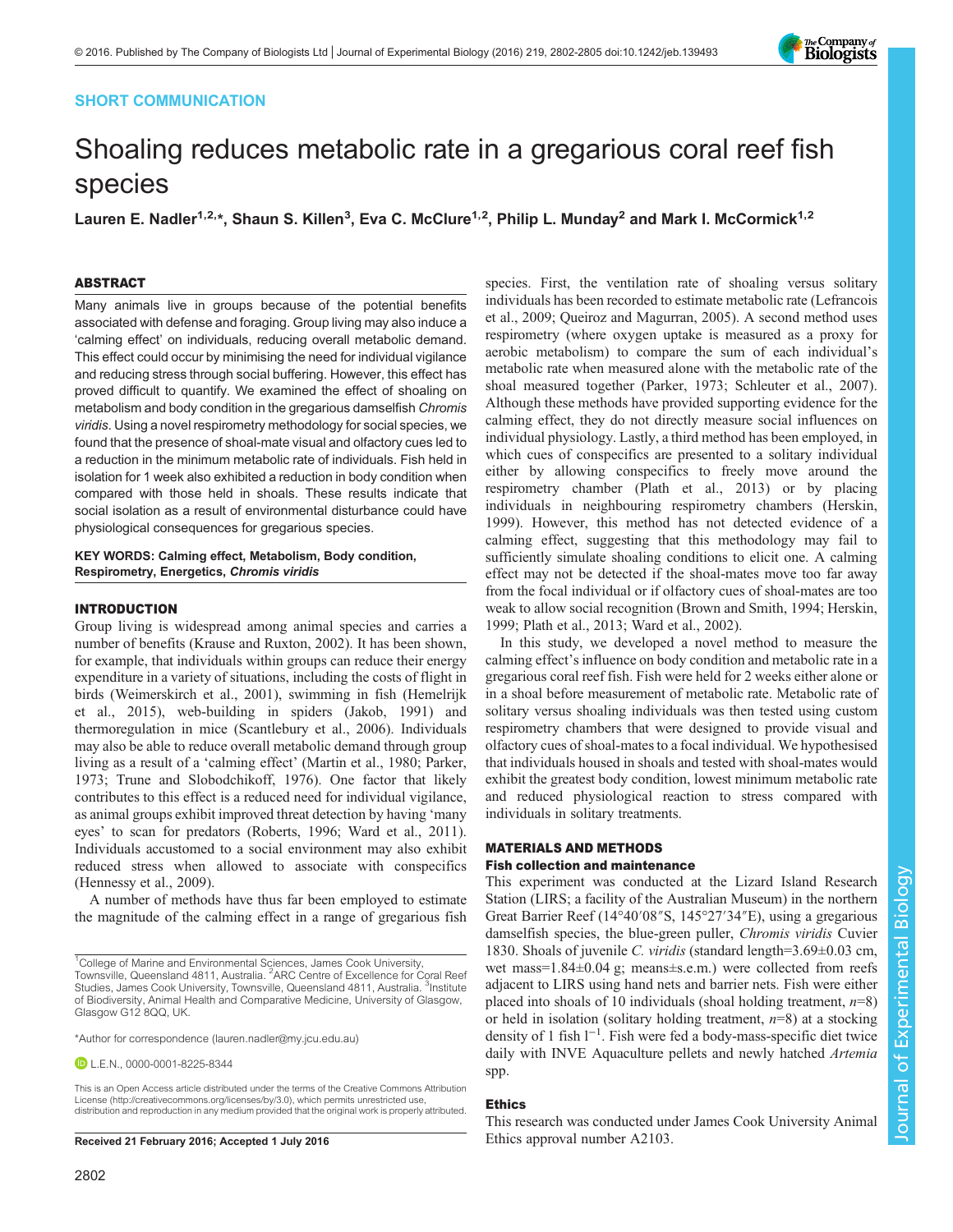SHORT COMMUNICATION

# Shoaling reduces metabolic rate in a gregarious coral reef fish species

Lauren E. Nadler[1,2,*], Shaun S. Killen[3], Eva C. McClure[1,2], Philip L. Munday[2] and Mark I. McCormick[1,2]

## ABSTRACT

Many animals live in groups because of the potential benefits associated with defense and foraging. Group living may also induce a 'calming effect' on individuals, reducing overall metabolic demand. This effect could occur by minimising the need for individual vigilance and reducing stress through social buffering. However, this effect has proved difficult to quantify. We examined the effect of shoaling on metabolism and body condition in the gregarious damselfish *Chromis viridis*. Using a novel respirometry methodology for social species, we found that the presence of shoal-mate visual and olfactory cues led to a reduction in the minimum metabolic rate of individuals. Fish held in isolation for 1 week also exhibited a reduction in body condition when compared with those held in shoals. These results indicate that social isolation as a result of environmental disturbance could have physiological consequences for gregarious species.

**KEY WORDS: Calming effect, Metabolism, Body condition, Respirometry, Energetics, *Chromis viridis***

## INTRODUCTION

Group living is widespread among animal species and carries a number of benefits (Krause and Ruxton, 2002). It has been shown, for example, that individuals within groups can reduce their energy expenditure in a variety of situations, including the costs of flight in birds (Weimerskirch et al., 2001), swimming in fish (Hemelrijk et al., 2015), web-building in spiders (Jakob, 1991) and thermoregulation in mice (Scantlebury et al., 2006). Individuals may also be able to reduce overall metabolic demand through group living as a result of a 'calming effect' (Martin et al., 1980; Parker, 1973; Trune and Slobodchikoff, 1976). One factor that likely contributes to this effect is a reduced need for individual vigilance, as animal groups exhibit improved threat detection by having 'many eyes' to scan for predators (Roberts, 1996; Ward et al., 2011). Individuals accustomed to a social environment may also exhibit reduced stress when allowed to associate with conspecifics (Hennessy et al., 2009).

A number of methods have thus far been employed to estimate the magnitude of the calming effect in a range of gregarious fish species. First, the ventilation rate of shoaling versus solitary individuals has been recorded to estimate metabolic rate (Lefrancois et al., 2009; Queiroz and Magurran, 2005). A second method uses respirometry (where oxygen uptake is measured as a proxy for aerobic metabolism) to compare the sum of each individual's metabolic rate when measured alone with the metabolic rate of the shoal measured together (Parker, 1973; Schleuter et al., 2007). Although these methods have provided supporting evidence for the calming effect, they do not directly measure social influences on individual physiology. Lastly, a third method has been employed, in which cues of conspecifics are presented to a solitary individual either by allowing conspecifics to freely move around the respirometry chamber (Plath et al., 2013) or by placing individuals in neighbouring respirometry chambers (Herskin, 1999). However, this method has not detected evidence of a calming effect, suggesting that this methodology may fail to sufficiently simulate shoaling conditions to elicit one. A calming effect may not be detected if the shoal-mates move too far away from the focal individual or if olfactory cues of shoal-mates are too weak to allow social recognition (Brown and Smith, 1994; Herskin, 1999; Plath et al., 2013; Ward et al., 2002).

In this study, we developed a novel method to measure the calming effect's influence on body condition and metabolic rate in a gregarious coral reef fish. Fish were held for 2 weeks either alone or in a shoal before measurement of metabolic rate. Metabolic rate of solitary versus shoaling individuals was then tested using custom respirometry chambers that were designed to provide visual and olfactory cues of shoal-mates to a focal individual. We hypothesised that individuals housed in shoals and tested with shoal-mates would exhibit the greatest body condition, lowest minimum metabolic rate and reduced physiological reaction to stress compared with individuals in solitary treatments.

## MATERIALS AND METHODS

### Fish collection and maintenance

This experiment was conducted at the Lizard Island Research Station (LIRS; a facility of the Australian Museum) in the northern Great Barrier Reef (14°40′08″S, 145°27′34″E), using a gregarious damselfish species, the blue-green puller, *Chromis viridis* Cuvier 1830. Shoals of juvenile *C. viridis* (standard length=3.69±0.03 cm, wet mass=1.84±0.04 g; means±s.e.m.) were collected from reefs adjacent to LIRS using hand nets and barrier nets. Fish were either placed into shoals of 10 individuals (shoal holding treatment, $n$=8) or held in isolation (solitary holding treatment, $n$=8) at a stocking density of 1 fish $l^{-1}$. Fish were fed a body-mass-specific diet twice daily with INVE Aquaculture pellets and newly hatched *Artemia* spp.

### Ethics

This research was conducted under James Cook University Animal Ethics approval number A2103.

---

[1]College of Marine and Environmental Sciences, James Cook University, Townsville, Queensland 4811, Australia. [2]ARC Centre of Excellence for Coral Reef Studies, James Cook University, Townsville, Queensland 4811, Australia. [3]Institute of Biodiversity, Animal Health and Comparative Medicine, University of Glasgow, Glasgow G12 8QQ, UK.

*Author for correspondence (lauren.nadler@my.jcu.edu.au)

L.E.N., 0000-0001-8225-8344

This is an Open Access article distributed under the terms of the Creative Commons Attribution License (http://creativecommons.org/licenses/by/3.0), which permits unrestricted use, distribution and reproduction in any medium provided that the original work is properly attributed.

Received 21 February 2016; Accepted 1 July 2016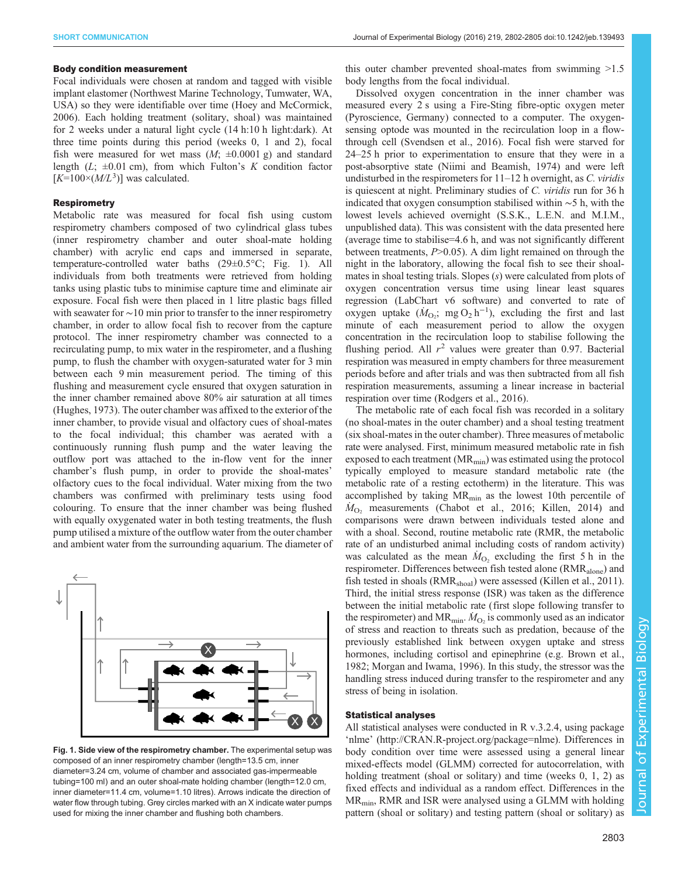### Body condition measurement

Focal individuals were chosen at random and tagged with visible implant elastomer (Northwest Marine Technology, Tumwater, WA, USA) so they were identifiable over time (Hoey and McCormick, 2006). Each holding treatment (solitary, shoal) was maintained for 2 weeks under a natural light cycle (14 h:10 h light:dark). At three time points during this period (weeks 0, 1 and 2), focal fish were measured for wet mass ($M$; ±0.0001 g) and standard length ($L$; ±0.01 cm), from which Fulton's $K$ condition factor [$K$=100×($M/L^3$)] was calculated.

### Respirometry

Metabolic rate was measured for focal fish using custom respirometry chambers composed of two cylindrical glass tubes (inner respirometry chamber and outer shoal-mate holding chamber) with acrylic end caps and immersed in separate, temperature-controlled water baths (29±0.5°C; Fig. 1). All individuals from both treatments were retrieved from holding tanks using plastic tubs to minimise capture time and eliminate air exposure. Focal fish were then placed in 1 litre plastic bags filled with seawater for ∼10 min prior to transfer to the inner respirometry chamber, in order to allow focal fish to recover from the capture protocol. The inner respirometry chamber was connected to a recirculating pump, to mix water in the respirometer, and a flushing pump, to flush the chamber with oxygen-saturated water for 3 min between each 9 min measurement period. The timing of this flushing and measurement cycle ensured that oxygen saturation in the inner chamber remained above 80% air saturation at all times (Hughes, 1973). The outer chamber was affixed to the exterior of the inner chamber, to provide visual and olfactory cues of shoal-mates to the focal individual; this chamber was aerated with a continuously running flush pump and the water leaving the outflow port was attached to the in-flow vent for the inner chamber's flush pump, in order to provide the shoal-mates' olfactory cues to the focal individual. Water mixing from the two chambers was confirmed with preliminary tests using food colouring. To ensure that the inner chamber was being flushed with equally oxygenated water in both testing treatments, the flush pump utilised a mixture of the outflow water from the outer chamber and ambient water from the surrounding aquarium. The diameter of this outer chamber prevented shoal-mates from swimming >1.5 body lengths from the focal individual.

Dissolved oxygen concentration in the inner chamber was measured every 2 s using a Fire-Sting fibre-optic oxygen meter (Pyroscience, Germany) connected to a computer. The oxygen-sensing optode was mounted in the recirculation loop in a flow-through cell (Svendsen et al., 2016). Focal fish were starved for 24–25 h prior to experimentation to ensure that they were in a post-absorptive state (Niimi and Beamish, 1974) and were left undisturbed in the respirometers for 11–12 h overnight, as *C. viridis* is quiescent at night. Preliminary studies of *C. viridis* run for 36 h indicated that oxygen consumption stabilised within ∼5 h, with the lowest levels achieved overnight (S.S.K., L.E.N. and M.I.M., unpublished data). This was consistent with the data presented here (average time to stabilise=4.6 h, and was not significantly different between treatments, $P$>0.05). A dim light remained on throughout the night in the laboratory, allowing the focal fish to see their shoal-mates in shoal testing trials. Slopes ($s$) were calculated from plots of oxygen concentration versus time using linear least squares regression (LabChart v6 software) and converted to rate of oxygen uptake ($\dot{M}_{O_2}$; mg $O_2$ $h^{-1}$), excluding the first and last minute of each measurement period to allow the oxygen concentration in the recirculation loop to stabilise following the flushing period. All $r^2$ values were greater than 0.97. Bacterial respiration was measured in empty chambers for three measurement periods before and after trials and was then subtracted from all fish respiration measurements, assuming a linear increase in bacterial respiration over time (Rodgers et al., 2016).

The metabolic rate of each focal fish was recorded in a solitary (no shoal-mates in the outer chamber) and a shoal testing treatment (six shoal-mates in the outer chamber). Three measures of metabolic rate were analysed. First, minimum measured metabolic rate in fish exposed to each treatment ($MR_{min}$) was estimated using the protocol typically employed to measure standard metabolic rate (the metabolic rate of a resting ectotherm) in the literature. This was accomplished by taking $MR_{min}$ as the lowest 10th percentile of $\dot{M}_{O_2}$ measurements (Chabot et al., 2016; Killen, 2014) and comparisons were drawn between individuals tested alone and with a shoal. Second, routine metabolic rate (RMR, the metabolic rate of an undisturbed animal including costs of random activity) was calculated as the mean $\dot{M}_{O_2}$ excluding the first 5 h in the respirometer. Differences between fish tested alone ($RMR_{alone}$) and fish tested in shoals ($RMR_{shoal}$) were assessed (Killen et al., 2011). Third, the initial stress response (ISR) was taken as the difference between the initial metabolic rate (first slope following transfer to the respirometer) and $MR_{min}$. $\dot{M}_{O_2}$ is commonly used as an indicator of stress and reaction to threats such as predation, because of the previously established link between oxygen uptake and stress hormones, including cortisol and epinephrine (e.g. Brown et al., 1982; Morgan and Iwama, 1996). In this study, the stressor was the handling stress induced during transfer to the respirometer and any stress of being in isolation.

### Statistical analyses

All statistical analyses were conducted in R v.3.2.4, using package 'nlme' (http://CRAN.R-project.org/package=nlme). Differences in body condition over time were assessed using a general linear mixed-effects model (GLMM) corrected for autocorrelation, with holding treatment (shoal or solitary) and time (weeks 0, 1, 2) as fixed effects and individual as a random effect. Differences in the $MR_{min}$, RMR and ISR were analysed using a GLMM with holding pattern (shoal or solitary) and testing pattern (shoal or solitary) as

**Fig. 1. Side view of the respirometry chamber.** The experimental setup was composed of an inner respirometry chamber (length=13.5 cm, inner diameter=3.24 cm, volume of chamber and associated gas-impermeable tubing=100 ml) and an outer shoal-mate holding chamber (length=12.0 cm, inner diameter=11.4 cm, volume=1.10 litres). Arrows indicate the direction of water flow through tubing. Grey circles marked with an X indicate water pumps used for mixing the inner chamber and flushing both chambers.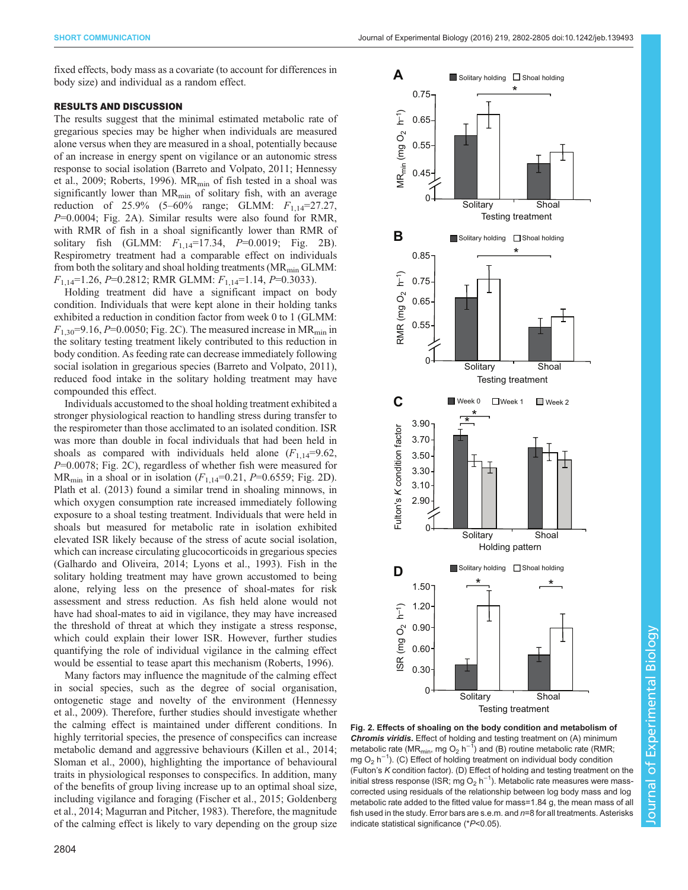fixed effects, body mass as a covariate (to account for differences in body size) and individual as a random effect.

## RESULTS AND DISCUSSION

The results suggest that the minimal estimated metabolic rate of gregarious species may be higher when individuals are measured alone versus when they are measured in a shoal, potentially because of an increase in energy spent on vigilance or an autonomic stress response to social isolation (Barreto and Volpato, 2011; Hennessy et al., 2009; Roberts, 1996). $MR_{min}$ of fish tested in a shoal was significantly lower than $MR_{min}$ of solitary fish, with an average reduction of 25.9% (5–60% range; GLMM: $F_{1,14}$=27.27, $P$=0.0004; Fig. 2A). Similar results were also found for RMR, with RMR of fish in a shoal significantly lower than RMR of solitary fish (GLMM: $F_{1,14}$=17.34, $P$=0.0019; Fig. 2B). Respirometry treatment had a comparable effect on individuals from both the solitary and shoal holding treatments ($MR_{min}$ GLMM: $F_{1,14}$=1.26, $P$=0.2812; RMR GLMM: $F_{1,14}$=1.14, $P$=0.3033).

Holding treatment did have a significant impact on body condition. Individuals that were kept alone in their holding tanks exhibited a reduction in condition factor from week 0 to 1 (GLMM: $F_{1,30}$=9.16, $P$=0.0050; Fig. 2C). The measured increase in $MR_{min}$ in the solitary testing treatment likely contributed to this reduction in body condition. As feeding rate can decrease immediately following social isolation in gregarious species (Barreto and Volpato, 2011), reduced food intake in the solitary holding treatment may have compounded this effect.

Individuals accustomed to the shoal holding treatment exhibited a stronger physiological reaction to handling stress during transfer to the respirometer than those acclimated to an isolated condition. ISR was more than double in focal individuals that had been held in shoals as compared with individuals held alone ($F_{1,14}$=9.62, $P$=0.0078; Fig. 2C), regardless of whether fish were measured for $MR_{min}$ in a shoal or in isolation ($F_{1,14}$=0.21, $P$=0.6559; Fig. 2D). Plath et al. (2013) found a similar trend in shoaling minnows, in which oxygen consumption rate increased immediately following exposure to a shoal testing treatment. Individuals that were held in shoals but measured for metabolic rate in isolation exhibited elevated ISR likely because of the stress of acute social isolation, which can increase circulating glucocorticoids in gregarious species (Galhardo and Oliveira, 2014; Lyons et al., 1993). Fish in the solitary holding treatment may have grown accustomed to being alone, relying less on the presence of shoal-mates for risk assessment and stress reduction. As fish held alone would not have had shoal-mates to aid in vigilance, they may have increased the threshold of threat at which they instigate a stress response, which could explain their lower ISR. However, further studies quantifying the role of individual vigilance in the calming effect would be essential to tease apart this mechanism (Roberts, 1996).

Many factors may influence the magnitude of the calming effect in social species, such as the degree of social organisation, ontogenetic stage and novelty of the environment (Hennessy et al., 2009). Therefore, further studies should investigate whether the calming effect is maintained under different conditions. In highly territorial species, the presence of conspecifics can increase metabolic demand and aggressive behaviours (Killen et al., 2014; Sloman et al., 2000), highlighting the importance of behavioural traits in physiological responses to conspecifics. In addition, many of the benefits of group living increase up to an optimal shoal size, including vigilance and foraging (Fischer et al., 2015; Goldenberg et al., 2014; Magurran and Pitcher, 1983). Therefore, the magnitude of the calming effect is likely to vary depending on the group size

**Fig. 2. Effects of shoaling on the body condition and metabolism of *Chromis viridis*.** Effect of holding and testing treatment on (A) minimum metabolic rate ($MR_{min}$, mg $O_2$ $h^{-1}$) and (B) routine metabolic rate (RMR; mg $O_2$ $h^{-1}$). (C) Effect of holding treatment on individual body condition (Fulton's *K* condition factor). (D) Effect of holding and testing treatment on the initial stress response (ISR; mg $O_2$ $h^{-1}$). Metabolic rate measures were mass-corrected using residuals of the relationship between log body mass and log metabolic rate added to the fitted value for mass=1.84 g, the mean mass of all fish used in the study. Error bars are s.e.m. and $n$=8 for all treatments. Asterisks indicate statistical significance (*$P$<0.05).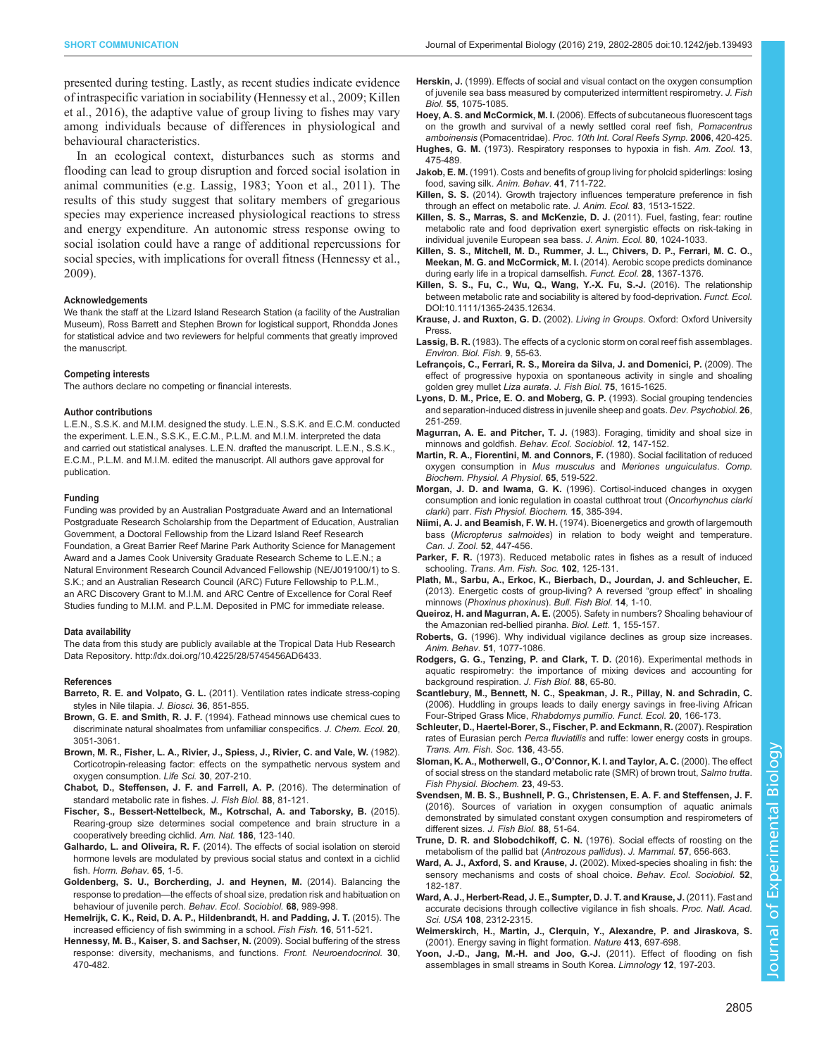presented during testing. Lastly, as recent studies indicate evidence of intraspecific variation in sociability (Hennessy et al., 2009; Killen et al., 2016), the adaptive value of group living to fishes may vary among individuals because of differences in physiological and behavioural characteristics.

In an ecological context, disturbances such as storms and flooding can lead to group disruption and forced social isolation in animal communities (e.g. Lassig, 1983; Yoon et al., 2011). The results of this study suggest that solitary members of gregarious species may experience increased physiological reactions to stress and energy expenditure. An autonomic stress response owing to social isolation could have a range of additional repercussions for social species, with implications for overall fitness (Hennessy et al., 2009).

#### Acknowledgements

We thank the staff at the Lizard Island Research Station (a facility of the Australian Museum), Ross Barrett and Stephen Brown for logistical support, Rhondda Jones for statistical advice and two reviewers for helpful comments that greatly improved the manuscript.

#### Competing interests

The authors declare no competing or financial interests.

#### Author contributions

L.E.N., S.S.K. and M.I.M. designed the study. L.E.N., S.S.K. and E.C.M. conducted the experiment. L.E.N., S.S.K., E.C.M., P.L.M. and M.I.M. interpreted the data and carried out statistical analyses. L.E.N. drafted the manuscript. L.E.N., S.S.K., E.C.M., P.L.M. and M.I.M. edited the manuscript. All authors gave approval for publication.

#### Funding

Funding was provided by an Australian Postgraduate Award and an International Postgraduate Research Scholarship from the Department of Education, Australian Government, a Doctoral Fellowship from the Lizard Island Reef Research Foundation, a Great Barrier Reef Marine Park Authority Science for Management Award and a James Cook University Graduate Research Scheme to L.E.N.; a Natural Environment Research Council Advanced Fellowship (NE/J019100/1) to S. S.K.; and an Australian Research Council (ARC) Future Fellowship to P.L.M., an ARC Discovery Grant to M.I.M. and ARC Centre of Excellence for Coral Reef Studies funding to M.I.M. and P.L.M. Deposited in PMC for immediate release.

#### Data availability

The data from this study are publicly available at the Tropical Data Hub Research Data Repository. http://dx.doi.org/10.4225/28/5745456AD6433.

#### References

**Barreto, R. E. and Volpato, G. L.** (2011). Ventilation rates indicate stress-coping styles in Nile tilapia. *J. Biosci.* **36**, 851-855.

**Brown, G. E. and Smith, R. J. F.** (1994). Fathead minnows use chemical cues to discriminate natural shoalmates from unfamiliar conspecifics. *J. Chem. Ecol.* **20**, 3051-3061.

**Brown, M. R., Fisher, L. A., Rivier, J., Spiess, J., Rivier, C. and Vale, W.** (1982). Corticotropin-releasing factor: effects on the sympathetic nervous system and oxygen consumption. *Life Sci.* **30**, 207-210.

**Chabot, D., Steffensen, J. F. and Farrell, A. P.** (2016). The determination of standard metabolic rate in fishes. *J. Fish Biol.* **88**, 81-121.

**Fischer, S., Bessert-Nettelbeck, M., Kotrschal, A. and Taborsky, B.** (2015). Rearing-group size determines social competence and brain structure in a cooperatively breeding cichlid. *Am. Nat.* **186**, 123-140.

**Galhardo, L. and Oliveira, R. F.** (2014). The effects of social isolation on steroid hormone levels are modulated by previous social status and context in a cichlid fish. *Horm. Behav.* **65**, 1-5.

**Goldenberg, S. U., Borcherding, J. and Heynen, M.** (2014). Balancing the response to predation—the effects of shoal size, predation risk and habituation on behaviour of juvenile perch. *Behav. Ecol. Sociobiol.* **68**, 989-998.

**Hemelrijk, C. K., Reid, D. A. P., Hildenbrandt, H. and Padding, J. T.** (2015). The increased efficiency of fish swimming in a school. *Fish Fish.* **16**, 511-521.

**Hennessy, M. B., Kaiser, S. and Sachser, N.** (2009). Social buffering of the stress response: diversity, mechanisms, and functions. *Front. Neuroendocrinol.* **30**, 470-482.

**Herskin, J.** (1999). Effects of social and visual contact on the oxygen consumption of juvenile sea bass measured by computerized intermittent respirometry. *J. Fish Biol.* **55**, 1075-1085.

**Hoey, A. S. and McCormick, M. I.** (2006). Effects of subcutaneous fluorescent tags on the growth and survival of a newly settled coral reef fish, *Pomacentrus amboinensis* (Pomacentridae). *Proc. 10th Int. Coral Reefs Symp.* **2006**, 420-425.

**Hughes, G. M.** (1973). Respiratory responses to hypoxia in fish. *Am. Zool.* **13**, 475-489.

**Jakob, E. M.** (1991). Costs and benefits of group living for pholcid spiderlings: losing food, saving silk. *Anim. Behav.* **41**, 711-722.

**Killen, S. S.** (2014). Growth trajectory influences temperature preference in fish through an effect on metabolic rate. *J. Anim. Ecol.* **83**, 1513-1522.

**Killen, S. S., Marras, S. and McKenzie, D. J.** (2011). Fuel, fasting, fear: routine metabolic rate and food deprivation exert synergistic effects on risk-taking in individual juvenile European sea bass. *J. Anim. Ecol.* **80**, 1024-1033.

**Killen, S. S., Mitchell, M. D., Rummer, J. L., Chivers, D. P., Ferrari, M. C. O., Meekan, M. G. and McCormick, M. I.** (2014). Aerobic scope predicts dominance during early life in a tropical damselfish. *Funct. Ecol.* **28**, 1367-1376.

**Killen, S. S., Fu, C., Wu, Q., Wang, Y.-X. Fu, S.-J.** (2016). The relationship between metabolic rate and sociability is altered by food-deprivation. *Funct. Ecol.* DOI:10.1111/1365-2435.12634.

**Krause, J. and Ruxton, G. D.** (2002). *Living in Groups*. Oxford: Oxford University Press.

**Lassig, B. R.** (1983). The effects of a cyclonic storm on coral reef fish assemblages. *Environ. Biol. Fish.* **9**, 55-63.

**Lefrançois, C., Ferrari, R. S., Moreira da Silva, J. and Domenici, P.** (2009). The effect of progressive hypoxia on spontaneous activity in single and shoaling golden grey mullet *Liza aurata*. *J. Fish Biol.* **75**, 1615-1625.

**Lyons, D. M., Price, E. O. and Moberg, G. P.** (1993). Social grouping tendencies and separation-induced distress in juvenile sheep and goats. *Dev. Psychobiol.* **26**, 251-259.

**Magurran, A. E. and Pitcher, T. J.** (1983). Foraging, timidity and shoal size in minnows and goldfish. *Behav. Ecol. Sociobiol.* **12**, 147-152.

**Martin, R. A., Fiorentini, M. and Connors, F.** (1980). Social facilitation of reduced oxygen consumption in *Mus musculus* and *Meriones unguiculatus*. *Comp. Biochem. Physiol. A Physiol.* **65**, 519-522.

**Morgan, J. D. and Iwama, G. K.** (1996). Cortisol-induced changes in oxygen consumption and ionic regulation in coastal cutthroat trout (*Oncorhynchus clarki clarki*) parr. *Fish Physiol. Biochem.* **15**, 385-394.

**Niimi, A. J. and Beamish, F. W. H.** (1974). Bioenergetics and growth of largemouth bass (*Micropterus salmoides*) in relation to body weight and temperature. *Can. J. Zool.* **52**, 447-456.

**Parker, F. R.** (1973). Reduced metabolic rates in fishes as a result of induced schooling. *Trans. Am. Fish. Soc.* **102**, 125-131.

**Plath, M., Sarbu, A., Erkoc, K., Bierbach, D., Jourdan, J. and Schleucher, E.** (2013). Energetic costs of group-living? A reversed "group effect" in shoaling minnows (*Phoxinus phoxinus*). *Bull. Fish Biol.* **14**, 1-10.

**Queiroz, H. and Magurran, A. E.** (2005). Safety in numbers? Shoaling behaviour of the Amazonian red-bellied piranha. *Biol. Lett.* **1**, 155-157.

**Roberts, G.** (1996). Why individual vigilance declines as group size increases. *Anim. Behav.* **51**, 1077-1086.

**Rodgers, G. G., Tenzing, P. and Clark, T. D.** (2016). Experimental methods in aquatic respirometry: the importance of mixing devices and accounting for background respiration. *J. Fish Biol.* **88**, 65-80.

**Scantlebury, M., Bennett, N. C., Speakman, J. R., Pillay, N. and Schradin, C.** (2006). Huddling in groups leads to daily energy savings in free-living African Four-Striped Grass Mice, *Rhabdomys pumilio*. *Funct. Ecol.* **20**, 166-173.

**Schleuter, D., Haertel-Borer, S., Fischer, P. and Eckmann, R.** (2007). Respiration rates of Eurasian perch *Perca fluviatilis* and ruffe: lower energy costs in groups. *Trans. Am. Fish. Soc.* **136**, 43-55.

**Sloman, K. A., Motherwell, G., O'Connor, K. I. and Taylor, A. C.** (2000). The effect of social stress on the standard metabolic rate (SMR) of brown trout, *Salmo trutta*. *Fish Physiol. Biochem.* **23**, 49-53.

**Svendsen, M. B. S., Bushnell, P. G., Christensen, E. A. F. and Steffensen, J. F.** (2016). Sources of variation in oxygen consumption of aquatic animals demonstrated by simulated constant oxygen consumption and respirometers of different sizes. *J. Fish Biol.* **88**, 51-64.

**Trune, D. R. and Slobodchikoff, C. N.** (1976). Social effects of roosting on the metabolism of the pallid bat (*Antrozous pallidus*). *J. Mammal.* **57**, 656-663.

**Ward, A. J., Axford, S. and Krause, J.** (2002). Mixed-species shoaling in fish: the sensory mechanisms and costs of shoal choice. *Behav. Ecol. Sociobiol.* **52**, 182-187.

**Ward, A. J., Herbert-Read, J. E., Sumpter, D. J. T. and Krause, J.** (2011). Fast and accurate decisions through collective vigilance in fish shoals. *Proc. Natl. Acad. Sci. USA* **108**, 2312-2315.

**Weimerskirch, H., Martin, J., Clerquin, Y., Alexandre, P. and Jiraskova, S.** (2001). Energy saving in flight formation. *Nature* **413**, 697-698.

**Yoon, J.-D., Jang, M.-H. and Joo, G.-J.** (2011). Effect of flooding on fish assemblages in small streams in South Korea. *Limnology* **12**, 197-203.